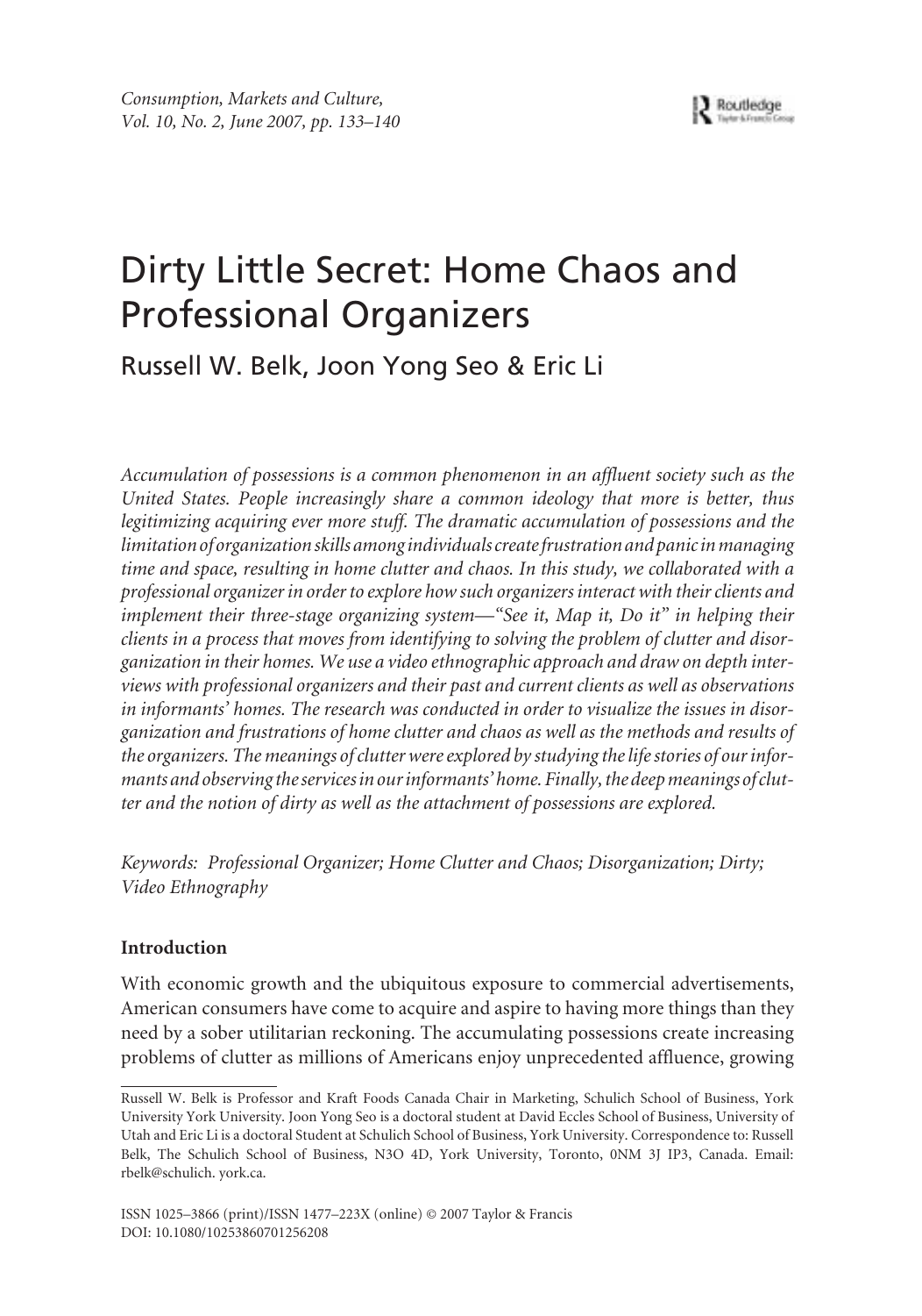# Dirty Little Secret: Home Chaos and Professional Organizers

Russell W. Belk, Joon Yong Seo & Eric Li

*Accumulation of possessions is a common phenomenon in an affluent society such as the United States. People increasingly share a common ideology that more is better, thus legitimizing acquiring ever more stuff. The dramatic accumulation of possessions and the limitation of organization skills among individuals create frustration and panic in managing time and space, resulting in home clutter and chaos. In this study, we collaborated with a professional organizer in order to explore how such organizers interact with their clients and implement their three-stage organizing system—"See it, Map it, Do it" in helping their clients in a process that moves from identifying to solving the problem of clutter and disorganization in their homes. We use a video ethnographic approach and draw on depth interviews with professional organizers and their past and current clients as well as observations in informants' homes. The research was conducted in order to visualize the issues in disorganization and frustrations of home clutter and chaos as well as the methods and results of the organizers. The meanings of clutter were explored by studying the life stories of our informants and observing the services in our informants' home. Finally, the deep meanings of clutter and the notion of dirty as well as the attachment of possessions are explored.*

*Keywords: Professional Organizer; Home Clutter and Chaos; Disorganization; Dirty; Video Ethnography*

**Introduction**

With economic growth and the ubiquitous exposure to commercial advertisements, American consumers have come to acquire and aspire to having more things than they need by a sober utilitarian reckoning. The accumulating possessions create increasing problems of clutter as millions of Americans enjoy unprecedented affluence, growing

---

Russell W. Belk is Professor and Kraft Foods Canada Chair in Marketing, Schulich School of Business, York University York University. Joon Yong Seo is a doctoral student at David Eccles School of Business, University of Utah and Eric Li is a doctoral Student at Schulich School of Business, York University. Correspondence to: Russell Belk, The Schulich School of Business, N3O 4D, York University, Toronto, 0NM 3J IP3, Canada. Email: rbelk@schulich. york.ca.

ISSN 1025–3866 (print)/ISSN 1477–223X (online) © 2007 Taylor & Francis
DOI: 10.1080/10253860701256208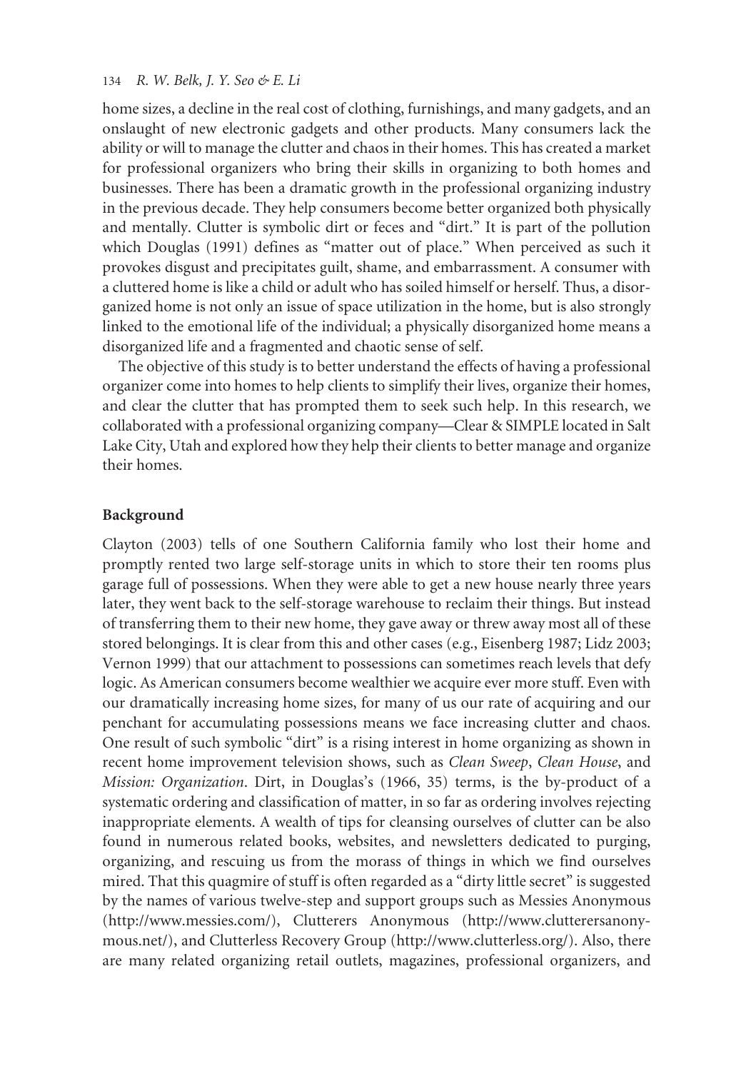home sizes, a decline in the real cost of clothing, furnishings, and many gadgets, and an onslaught of new electronic gadgets and other products. Many consumers lack the ability or will to manage the clutter and chaos in their homes. This has created a market for professional organizers who bring their skills in organizing to both homes and businesses. There has been a dramatic growth in the professional organizing industry in the previous decade. They help consumers become better organized both physically and mentally. Clutter is symbolic dirt or feces and "dirt." It is part of the pollution which Douglas (1991) defines as "matter out of place." When perceived as such it provokes disgust and precipitates guilt, shame, and embarrassment. A consumer with a cluttered home is like a child or adult who has soiled himself or herself. Thus, a disorganized home is not only an issue of space utilization in the home, but is also strongly linked to the emotional life of the individual; a physically disorganized home means a disorganized life and a fragmented and chaotic sense of self.

The objective of this study is to better understand the effects of having a professional organizer come into homes to help clients to simplify their lives, organize their homes, and clear the clutter that has prompted them to seek such help. In this research, we collaborated with a professional organizing company—Clear & SIMPLE located in Salt Lake City, Utah and explored how they help their clients to better manage and organize their homes.

## Background

Clayton (2003) tells of one Southern California family who lost their home and promptly rented two large self-storage units in which to store their ten rooms plus garage full of possessions. When they were able to get a new house nearly three years later, they went back to the self-storage warehouse to reclaim their things. But instead of transferring them to their new home, they gave away or threw away most all of these stored belongings. It is clear from this and other cases (e.g., Eisenberg 1987; Lidz 2003; Vernon 1999) that our attachment to possessions can sometimes reach levels that defy logic. As American consumers become wealthier we acquire ever more stuff. Even with our dramatically increasing home sizes, for many of us our rate of acquiring and our penchant for accumulating possessions means we face increasing clutter and chaos. One result of such symbolic "dirt" is a rising interest in home organizing as shown in recent home improvement television shows, such as *Clean Sweep*, *Clean House*, and *Mission: Organization*. Dirt, in Douglas's (1966, 35) terms, is the by-product of a systematic ordering and classification of matter, in so far as ordering involves rejecting inappropriate elements. A wealth of tips for cleansing ourselves of clutter can be also found in numerous related books, websites, and newsletters dedicated to purging, organizing, and rescuing us from the morass of things in which we find ourselves mired. That this quagmire of stuff is often regarded as a "dirty little secret" is suggested by the names of various twelve-step and support groups such as Messies Anonymous (http://www.messies.com/), Clutterers Anonymous (http://www.clutterersanonymous.net/), and Clutterless Recovery Group (http://www.clutterless.org/). Also, there are many related organizing retail outlets, magazines, professional organizers, and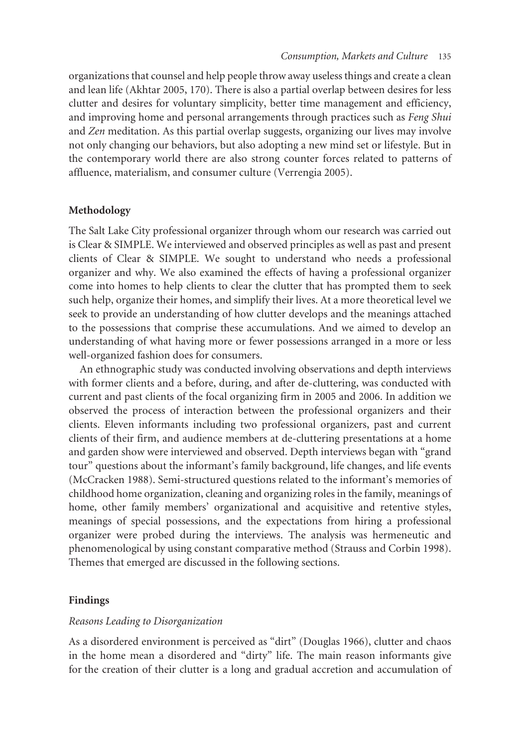organizations that counsel and help people throw away useless things and create a clean and lean life (Akhtar 2005, 170). There is also a partial overlap between desires for less clutter and desires for voluntary simplicity, better time management and efficiency, and improving home and personal arrangements through practices such as *Feng Shui* and *Zen* meditation. As this partial overlap suggests, organizing our lives may involve not only changing our behaviors, but also adopting a new mind set or lifestyle. But in the contemporary world there are also strong counter forces related to patterns of affluence, materialism, and consumer culture (Verrengia 2005).

## Methodology

The Salt Lake City professional organizer through whom our research was carried out is Clear & SIMPLE. We interviewed and observed principles as well as past and present clients of Clear & SIMPLE. We sought to understand who needs a professional organizer and why. We also examined the effects of having a professional organizer come into homes to help clients to clear the clutter that has prompted them to seek such help, organize their homes, and simplify their lives. At a more theoretical level we seek to provide an understanding of how clutter develops and the meanings attached to the possessions that comprise these accumulations. And we aimed to develop an understanding of what having more or fewer possessions arranged in a more or less well-organized fashion does for consumers.

An ethnographic study was conducted involving observations and depth interviews with former clients and a before, during, and after de-cluttering, was conducted with current and past clients of the focal organizing firm in 2005 and 2006. In addition we observed the process of interaction between the professional organizers and their clients. Eleven informants including two professional organizers, past and current clients of their firm, and audience members at de-cluttering presentations at a home and garden show were interviewed and observed. Depth interviews began with "grand tour" questions about the informant's family background, life changes, and life events (McCracken 1988). Semi-structured questions related to the informant's memories of childhood home organization, cleaning and organizing roles in the family, meanings of home, other family members' organizational and acquisitive and retentive styles, meanings of special possessions, and the expectations from hiring a professional organizer were probed during the interviews. The analysis was hermeneutic and phenomenological by using constant comparative method (Strauss and Corbin 1998). Themes that emerged are discussed in the following sections.

## Findings

### *Reasons Leading to Disorganization*

As a disordered environment is perceived as "dirt" (Douglas 1966), clutter and chaos in the home mean a disordered and "dirty" life. The main reason informants give for the creation of their clutter is a long and gradual accretion and accumulation of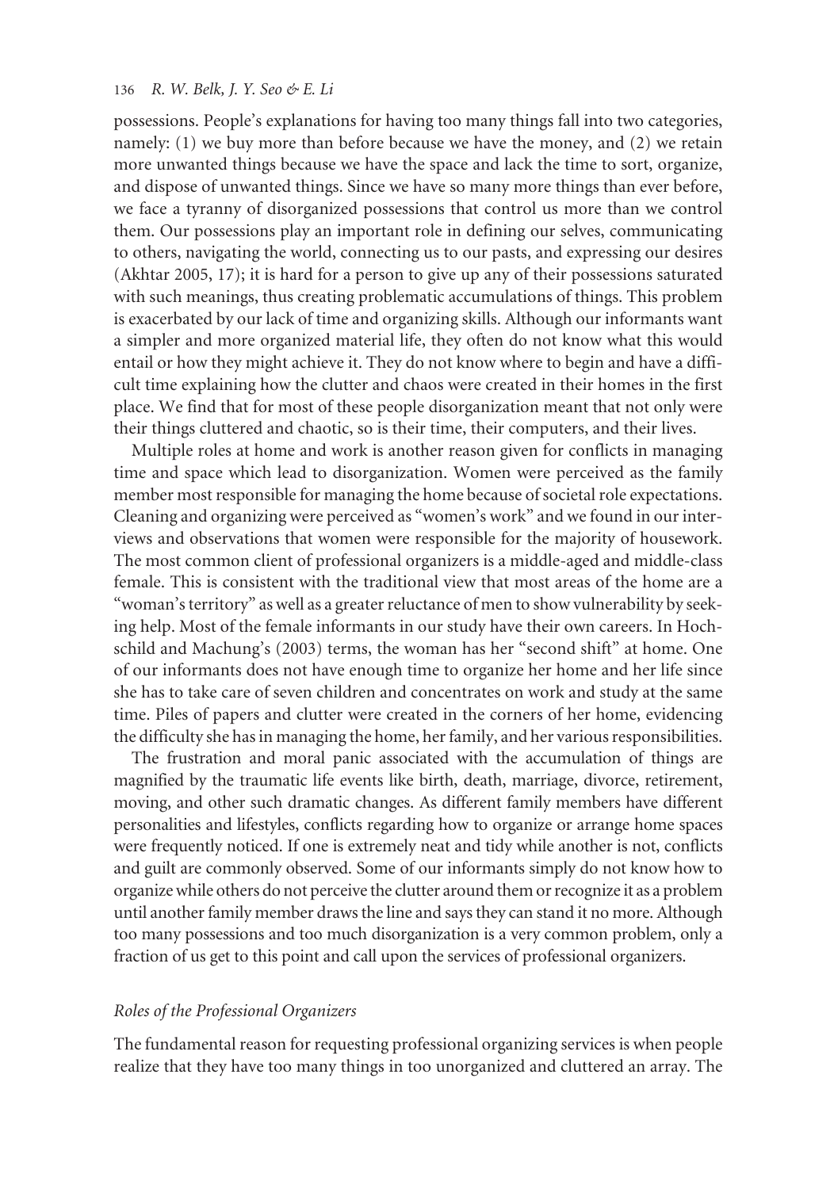possessions. People's explanations for having too many things fall into two categories, namely: (1) we buy more than before because we have the money, and (2) we retain more unwanted things because we have the space and lack the time to sort, organize, and dispose of unwanted things. Since we have so many more things than ever before, we face a tyranny of disorganized possessions that control us more than we control them. Our possessions play an important role in defining our selves, communicating to others, navigating the world, connecting us to our pasts, and expressing our desires (Akhtar 2005, 17); it is hard for a person to give up any of their possessions saturated with such meanings, thus creating problematic accumulations of things. This problem is exacerbated by our lack of time and organizing skills. Although our informants want a simpler and more organized material life, they often do not know what this would entail or how they might achieve it. They do not know where to begin and have a difficult time explaining how the clutter and chaos were created in their homes in the first place. We find that for most of these people disorganization meant that not only were their things cluttered and chaotic, so is their time, their computers, and their lives.

Multiple roles at home and work is another reason given for conflicts in managing time and space which lead to disorganization. Women were perceived as the family member most responsible for managing the home because of societal role expectations. Cleaning and organizing were perceived as "women's work" and we found in our interviews and observations that women were responsible for the majority of housework. The most common client of professional organizers is a middle-aged and middle-class female. This is consistent with the traditional view that most areas of the home are a "woman's territory" as well as a greater reluctance of men to show vulnerability by seeking help. Most of the female informants in our study have their own careers. In Hochschild and Machung's (2003) terms, the woman has her "second shift" at home. One of our informants does not have enough time to organize her home and her life since she has to take care of seven children and concentrates on work and study at the same time. Piles of papers and clutter were created in the corners of her home, evidencing the difficulty she has in managing the home, her family, and her various responsibilities.

The frustration and moral panic associated with the accumulation of things are magnified by the traumatic life events like birth, death, marriage, divorce, retirement, moving, and other such dramatic changes. As different family members have different personalities and lifestyles, conflicts regarding how to organize or arrange home spaces were frequently noticed. If one is extremely neat and tidy while another is not, conflicts and guilt are commonly observed. Some of our informants simply do not know how to organize while others do not perceive the clutter around them or recognize it as a problem until another family member draws the line and says they can stand it no more. Although too many possessions and too much disorganization is a very common problem, only a fraction of us get to this point and call upon the services of professional organizers.

### *Roles of the Professional Organizers*

The fundamental reason for requesting professional organizing services is when people realize that they have too many things in too unorganized and cluttered an array. The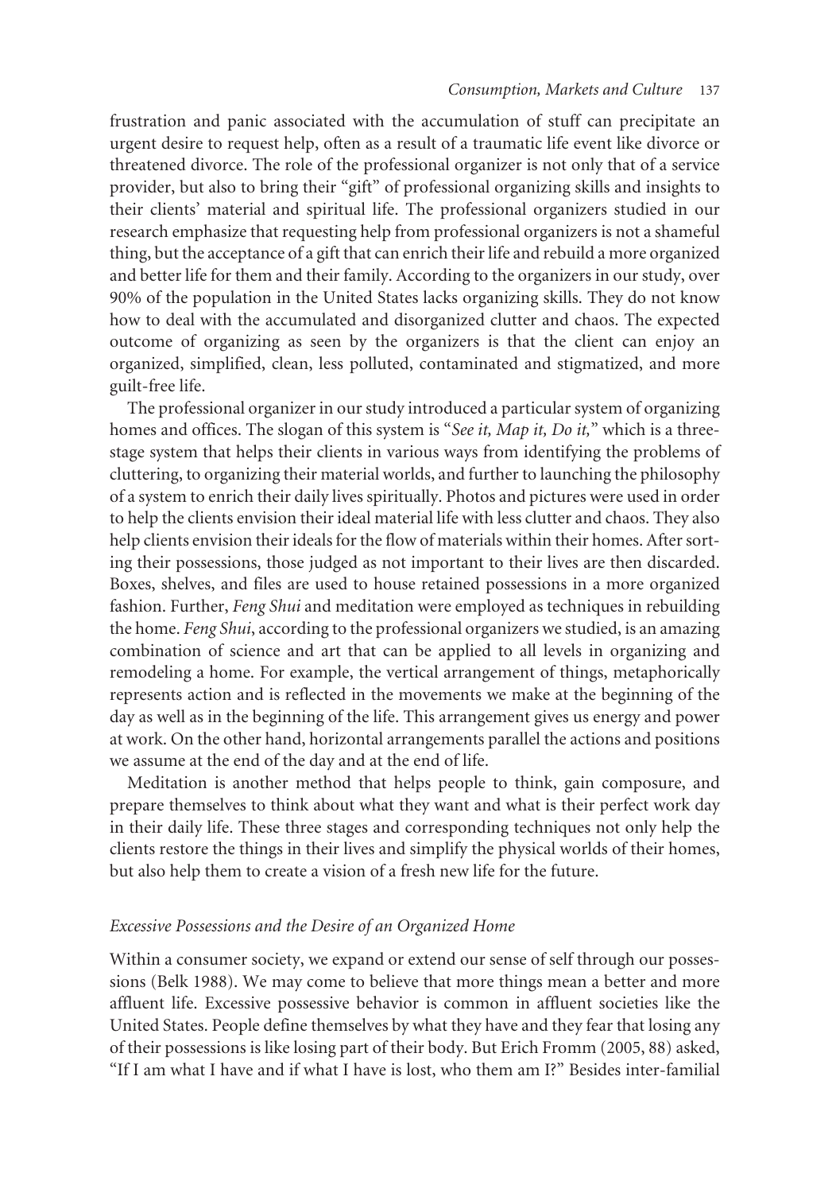frustration and panic associated with the accumulation of stuff can precipitate an urgent desire to request help, often as a result of a traumatic life event like divorce or threatened divorce. The role of the professional organizer is not only that of a service provider, but also to bring their "gift" of professional organizing skills and insights to their clients' material and spiritual life. The professional organizers studied in our research emphasize that requesting help from professional organizers is not a shameful thing, but the acceptance of a gift that can enrich their life and rebuild a more organized and better life for them and their family. According to the organizers in our study, over 90% of the population in the United States lacks organizing skills. They do not know how to deal with the accumulated and disorganized clutter and chaos. The expected outcome of organizing as seen by the organizers is that the client can enjoy an organized, simplified, clean, less polluted, contaminated and stigmatized, and more guilt-free life.

The professional organizer in our study introduced a particular system of organizing homes and offices. The slogan of this system is "*See it, Map it, Do it,*" which is a three-stage system that helps their clients in various ways from identifying the problems of cluttering, to organizing their material worlds, and further to launching the philosophy of a system to enrich their daily lives spiritually. Photos and pictures were used in order to help the clients envision their ideal material life with less clutter and chaos. They also help clients envision their ideals for the flow of materials within their homes. After sorting their possessions, those judged as not important to their lives are then discarded. Boxes, shelves, and files are used to house retained possessions in a more organized fashion. Further, *Feng Shui* and meditation were employed as techniques in rebuilding the home. *Feng Shui*, according to the professional organizers we studied, is an amazing combination of science and art that can be applied to all levels in organizing and remodeling a home. For example, the vertical arrangement of things, metaphorically represents action and is reflected in the movements we make at the beginning of the day as well as in the beginning of the life. This arrangement gives us energy and power at work. On the other hand, horizontal arrangements parallel the actions and positions we assume at the end of the day and at the end of life.

Meditation is another method that helps people to think, gain composure, and prepare themselves to think about what they want and what is their perfect work day in their daily life. These three stages and corresponding techniques not only help the clients restore the things in their lives and simplify the physical worlds of their homes, but also help them to create a vision of a fresh new life for the future.

### *Excessive Possessions and the Desire of an Organized Home*

Within a consumer society, we expand or extend our sense of self through our possessions (Belk 1988). We may come to believe that more things mean a better and more affluent life. Excessive possessive behavior is common in affluent societies like the United States. People define themselves by what they have and they fear that losing any of their possessions is like losing part of their body. But Erich Fromm (2005, 88) asked, "If I am what I have and if what I have is lost, who them am I?" Besides inter-familial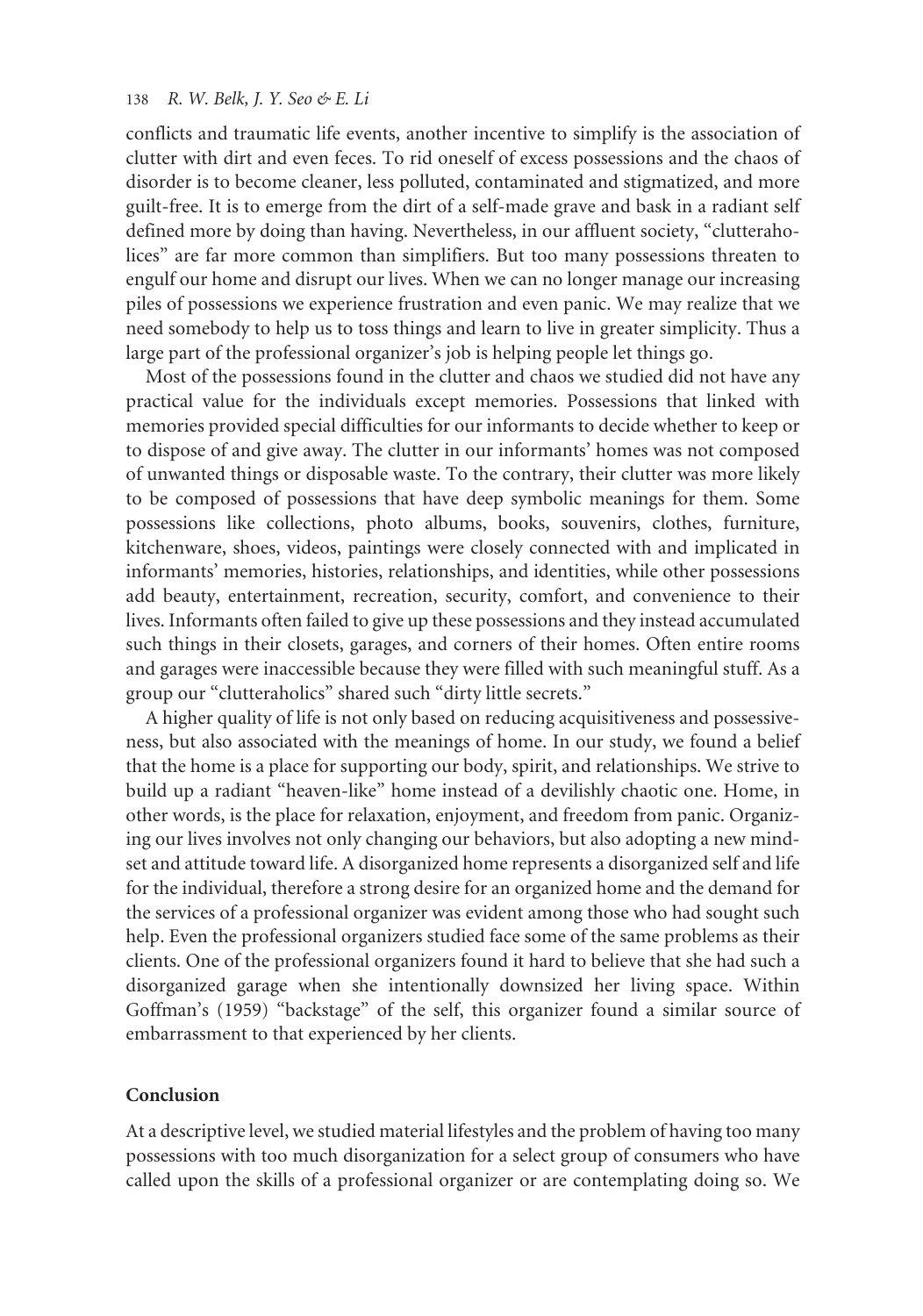conflicts and traumatic life events, another incentive to simplify is the association of clutter with dirt and even feces. To rid oneself of excess possessions and the chaos of disorder is to become cleaner, less polluted, contaminated and stigmatized, and more guilt-free. It is to emerge from the dirt of a self-made grave and bask in a radiant self defined more by doing than having. Nevertheless, in our affluent society, "clutteraholices" are far more common than simplifiers. But too many possessions threaten to engulf our home and disrupt our lives. When we can no longer manage our increasing piles of possessions we experience frustration and even panic. We may realize that we need somebody to help us to toss things and learn to live in greater simplicity. Thus a large part of the professional organizer's job is helping people let things go.

Most of the possessions found in the clutter and chaos we studied did not have any practical value for the individuals except memories. Possessions that linked with memories provided special difficulties for our informants to decide whether to keep or to dispose of and give away. The clutter in our informants' homes was not composed of unwanted things or disposable waste. To the contrary, their clutter was more likely to be composed of possessions that have deep symbolic meanings for them. Some possessions like collections, photo albums, books, souvenirs, clothes, furniture, kitchenware, shoes, videos, paintings were closely connected with and implicated in informants' memories, histories, relationships, and identities, while other possessions add beauty, entertainment, recreation, security, comfort, and convenience to their lives. Informants often failed to give up these possessions and they instead accumulated such things in their closets, garages, and corners of their homes. Often entire rooms and garages were inaccessible because they were filled with such meaningful stuff. As a group our "clutteraholics" shared such "dirty little secrets."

A higher quality of life is not only based on reducing acquisitiveness and possessiveness, but also associated with the meanings of home. In our study, we found a belief that the home is a place for supporting our body, spirit, and relationships. We strive to build up a radiant "heaven-like" home instead of a devilishly chaotic one. Home, in other words, is the place for relaxation, enjoyment, and freedom from panic. Organizing our lives involves not only changing our behaviors, but also adopting a new mindset and attitude toward life. A disorganized home represents a disorganized self and life for the individual, therefore a strong desire for an organized home and the demand for the services of a professional organizer was evident among those who had sought such help. Even the professional organizers studied face some of the same problems as their clients. One of the professional organizers found it hard to believe that she had such a disorganized garage when she intentionally downsized her living space. Within Goffman's (1959) "backstage" of the self, this organizer found a similar source of embarrassment to that experienced by her clients.

## Conclusion

At a descriptive level, we studied material lifestyles and the problem of having too many possessions with too much disorganization for a select group of consumers who have called upon the skills of a professional organizer or are contemplating doing so. We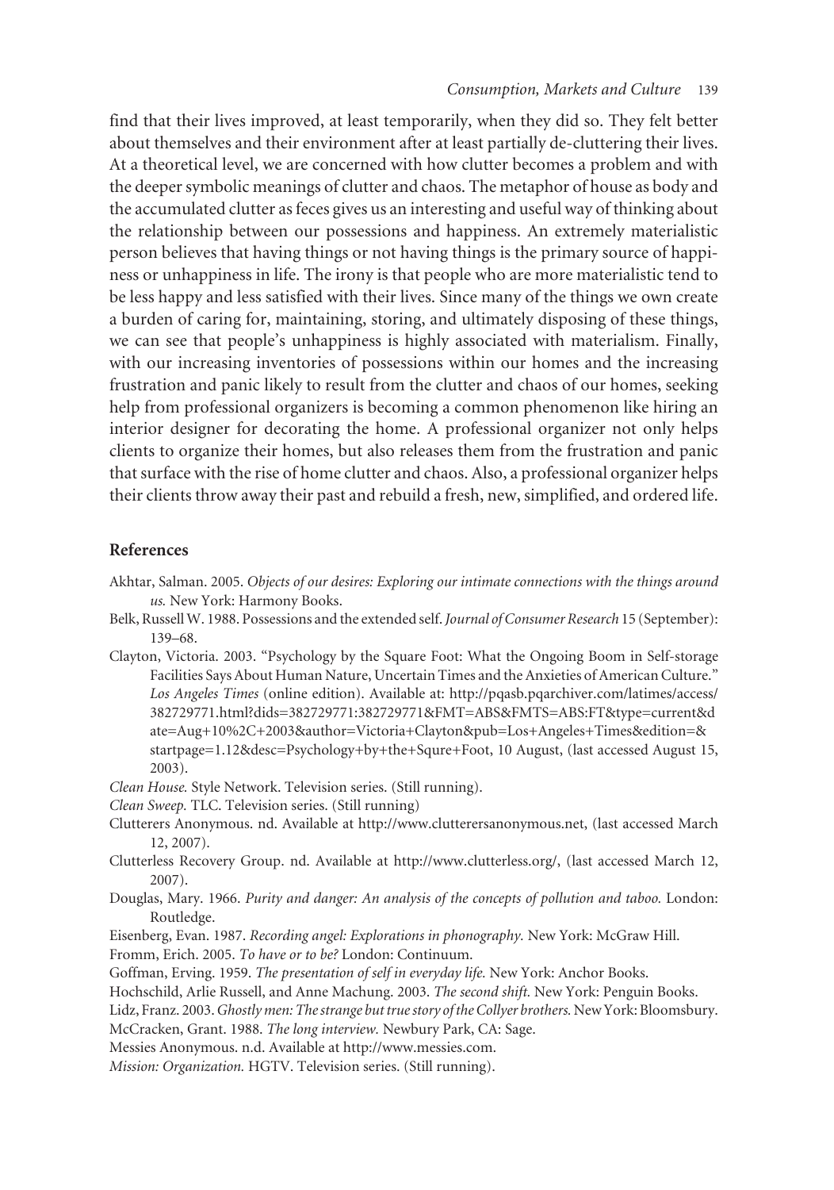find that their lives improved, at least temporarily, when they did so. They felt better about themselves and their environment after at least partially de-cluttering their lives. At a theoretical level, we are concerned with how clutter becomes a problem and with the deeper symbolic meanings of clutter and chaos. The metaphor of house as body and the accumulated clutter as feces gives us an interesting and useful way of thinking about the relationship between our possessions and happiness. An extremely materialistic person believes that having things or not having things is the primary source of happiness or unhappiness in life. The irony is that people who are more materialistic tend to be less happy and less satisfied with their lives. Since many of the things we own create a burden of caring for, maintaining, storing, and ultimately disposing of these things, we can see that people's unhappiness is highly associated with materialism. Finally, with our increasing inventories of possessions within our homes and the increasing frustration and panic likely to result from the clutter and chaos of our homes, seeking help from professional organizers is becoming a common phenomenon like hiring an interior designer for decorating the home. A professional organizer not only helps clients to organize their homes, but also releases them from the frustration and panic that surface with the rise of home clutter and chaos. Also, a professional organizer helps their clients throw away their past and rebuild a fresh, new, simplified, and ordered life.

## References

Akhtar, Salman. 2005. *Objects of our desires: Exploring our intimate connections with the things around us.* New York: Harmony Books.

Belk, Russell W. 1988. Possessions and the extended self. *Journal of Consumer Research* 15 (September): 139–68.

Clayton, Victoria. 2003. "Psychology by the Square Foot: What the Ongoing Boom in Self-storage Facilities Says About Human Nature, Uncertain Times and the Anxieties of American Culture." *Los Angeles Times* (online edition). Available at: http://pqasb.pqarchiver.com/latimes/access/382729771.html?dids=382729771:382729771&FMT=ABS&FMTS=ABS:FT&type=current&date=Aug+10%2C+2003&author=Victoria+Clayton&pub=Los+Angeles+Times&edition=&startpage=1.12&desc=Psychology+by+the+Squre+Foot, 10 August, (last accessed August 15, 2003).

*Clean House.* Style Network. Television series. (Still running).

*Clean Sweep.* TLC. Television series. (Still running)

Clutterers Anonymous. nd. Available at http://www.clutterersanonymous.net, (last accessed March 12, 2007).

Clutterless Recovery Group. nd. Available at http://www.clutterless.org/, (last accessed March 12, 2007).

Douglas, Mary. 1966. *Purity and danger: An analysis of the concepts of pollution and taboo.* London: Routledge.

Eisenberg, Evan. 1987. *Recording angel: Explorations in phonography.* New York: McGraw Hill.

Fromm, Erich. 2005. *To have or to be?* London: Continuum.

Goffman, Erving. 1959. *The presentation of self in everyday life.* New York: Anchor Books.

Hochschild, Arlie Russell, and Anne Machung. 2003. *The second shift.* New York: Penguin Books.

Lidz, Franz. 2003. *Ghostly men: The strange but true story of the Collyer brothers.* New York: Bloomsbury.

McCracken, Grant. 1988. *The long interview.* Newbury Park, CA: Sage.

Messies Anonymous. n.d. Available at http://www.messies.com.

*Mission: Organization.* HGTV. Television series. (Still running).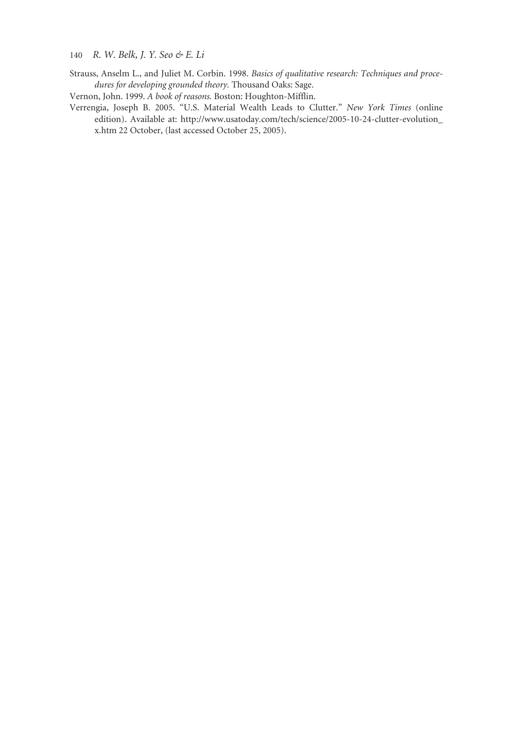Strauss, Anselm L., and Juliet M. Corbin. 1998. *Basics of qualitative research: Techniques and procedures for developing grounded theory.* Thousand Oaks: Sage.

Vernon, John. 1999. *A book of reasons.* Boston: Houghton-Mifflin.

Verrengia, Joseph B. 2005. "U.S. Material Wealth Leads to Clutter." *New York Times* (online edition). Available at: http://www.usatoday.com/tech/science/2005-10-24-clutter-evolution_x.htm 22 October, (last accessed October 25, 2005).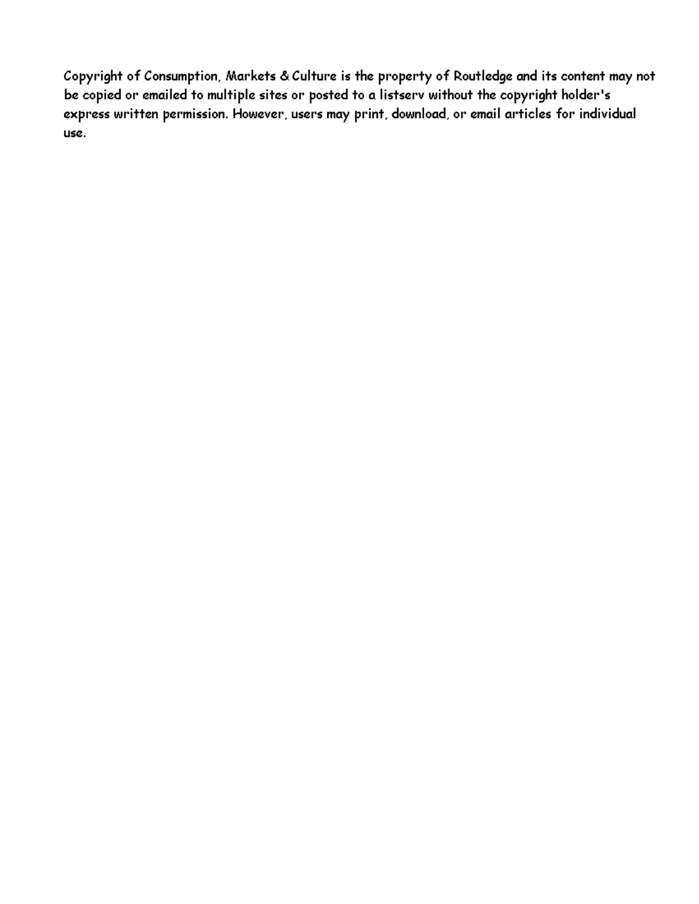Copyright of Consumption, Markets & Culture is the property of Routledge and its content may not be copied or emailed to multiple sites or posted to a listserv without the copyright holder's express written permission. However, users may print, download, or email articles for individual use.